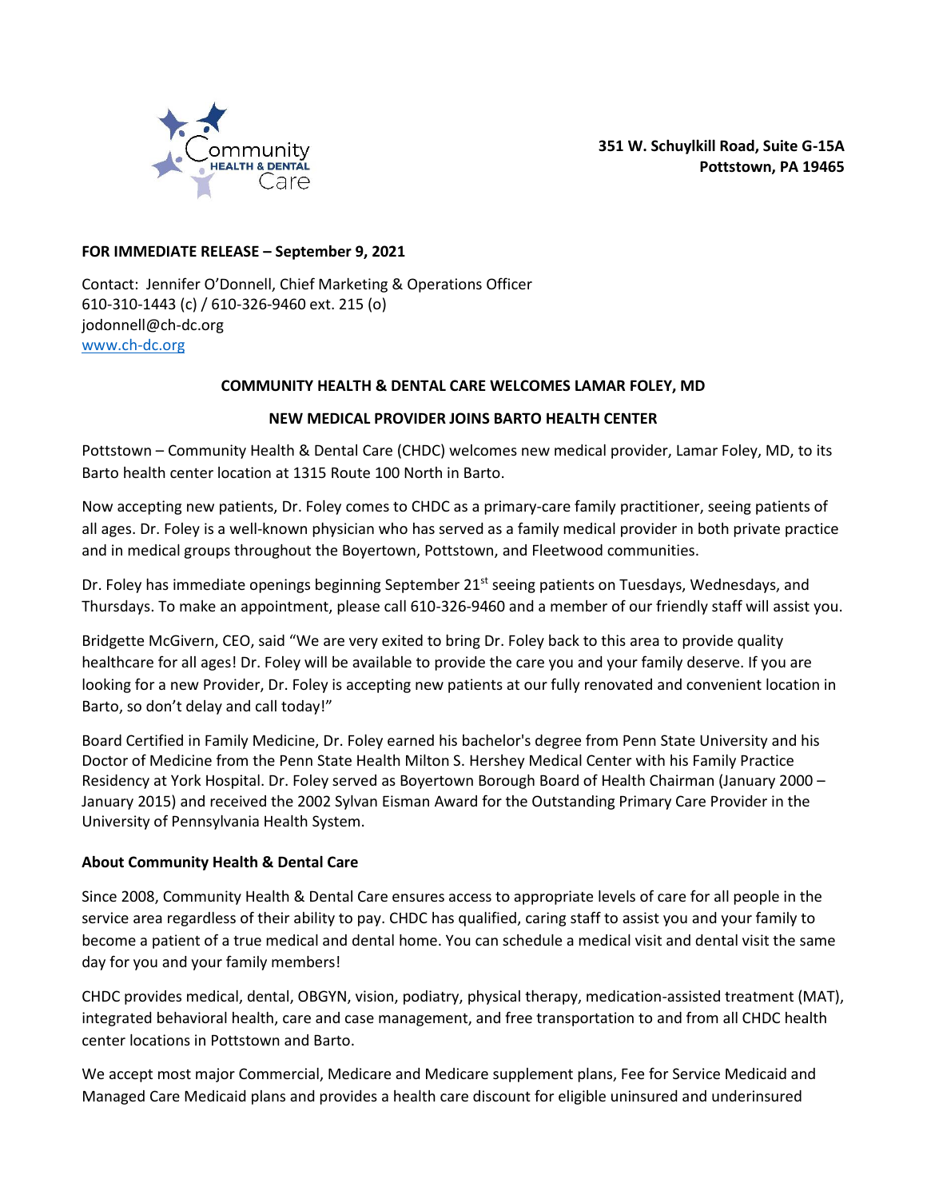Community HEALTH & DENTAL Care

**351 W. Schuylkill Road, Suite G-15A**
**Pottstown, PA 19465**

**FOR IMMEDIATE RELEASE – September 9, 2021**

Contact: Jennifer O'Donnell, Chief Marketing & Operations Officer
610-310-1443 (c) / 610-326-9460 ext. 215 (o)
jodonnell@ch-dc.org
www.ch-dc.org

**COMMUNITY HEALTH & DENTAL CARE WELCOMES LAMAR FOLEY, MD**

**NEW MEDICAL PROVIDER JOINS BARTO HEALTH CENTER**

Pottstown – Community Health & Dental Care (CHDC) welcomes new medical provider, Lamar Foley, MD, to its Barto health center location at 1315 Route 100 North in Barto.

Now accepting new patients, Dr. Foley comes to CHDC as a primary-care family practitioner, seeing patients of all ages. Dr. Foley is a well-known physician who has served as a family medical provider in both private practice and in medical groups throughout the Boyertown, Pottstown, and Fleetwood communities.

Dr. Foley has immediate openings beginning September 21st seeing patients on Tuesdays, Wednesdays, and Thursdays. To make an appointment, please call 610-326-9460 and a member of our friendly staff will assist you.

Bridgette McGivern, CEO, said "We are very exited to bring Dr. Foley back to this area to provide quality healthcare for all ages! Dr. Foley will be available to provide the care you and your family deserve. If you are looking for a new Provider, Dr. Foley is accepting new patients at our fully renovated and convenient location in Barto, so don't delay and call today!"

Board Certified in Family Medicine, Dr. Foley earned his bachelor's degree from Penn State University and his Doctor of Medicine from the Penn State Health Milton S. Hershey Medical Center with his Family Practice Residency at York Hospital. Dr. Foley served as Boyertown Borough Board of Health Chairman (January 2000 – January 2015) and received the 2002 Sylvan Eisman Award for the Outstanding Primary Care Provider in the University of Pennsylvania Health System.

**About Community Health & Dental Care**

Since 2008, Community Health & Dental Care ensures access to appropriate levels of care for all people in the service area regardless of their ability to pay. CHDC has qualified, caring staff to assist you and your family to become a patient of a true medical and dental home. You can schedule a medical visit and dental visit the same day for you and your family members!

CHDC provides medical, dental, OBGYN, vision, podiatry, physical therapy, medication-assisted treatment (MAT), integrated behavioral health, care and case management, and free transportation to and from all CHDC health center locations in Pottstown and Barto.

We accept most major Commercial, Medicare and Medicare supplement plans, Fee for Service Medicaid and Managed Care Medicaid plans and provides a health care discount for eligible uninsured and underinsured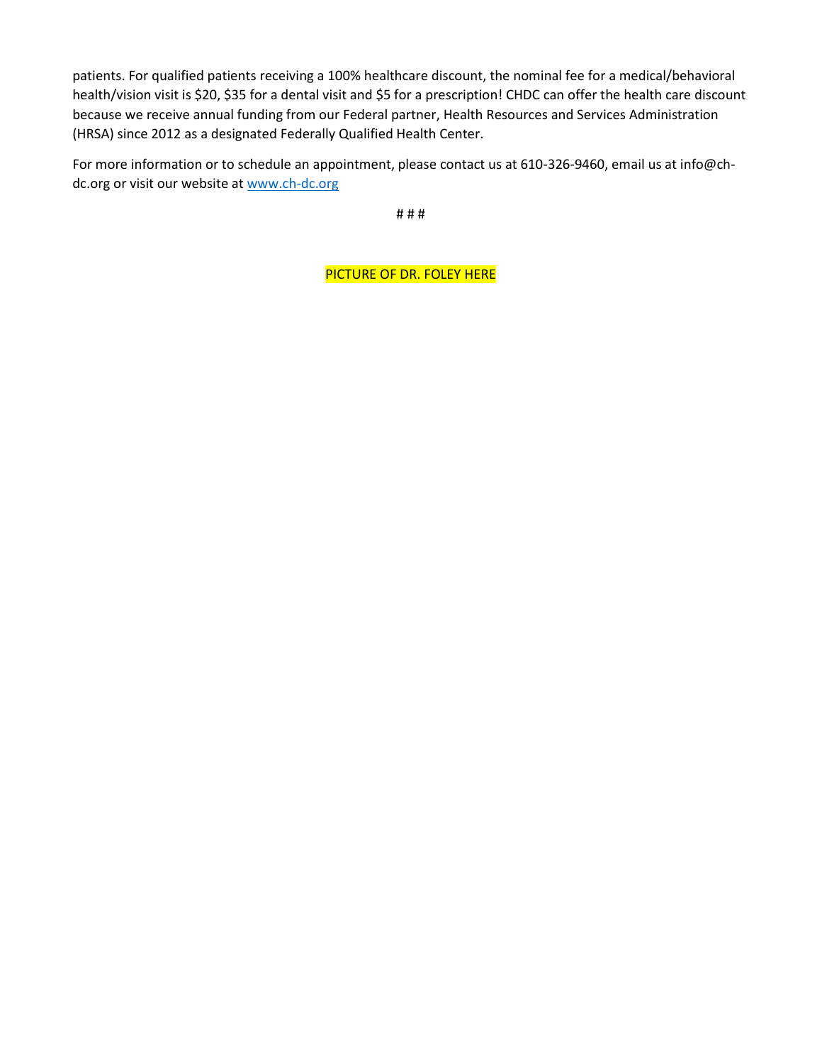patients. For qualified patients receiving a 100% healthcare discount, the nominal fee for a medical/behavioral health/vision visit is $20, $35 for a dental visit and $5 for a prescription! CHDC can offer the health care discount because we receive annual funding from our Federal partner, Health Resources and Services Administration (HRSA) since 2012 as a designated Federally Qualified Health Center.

For more information or to schedule an appointment, please contact us at 610-326-9460, email us at info@ch-dc.org or visit our website at [www.ch-dc.org](www.ch-dc.org)

# # #

PICTURE OF DR. FOLEY HERE